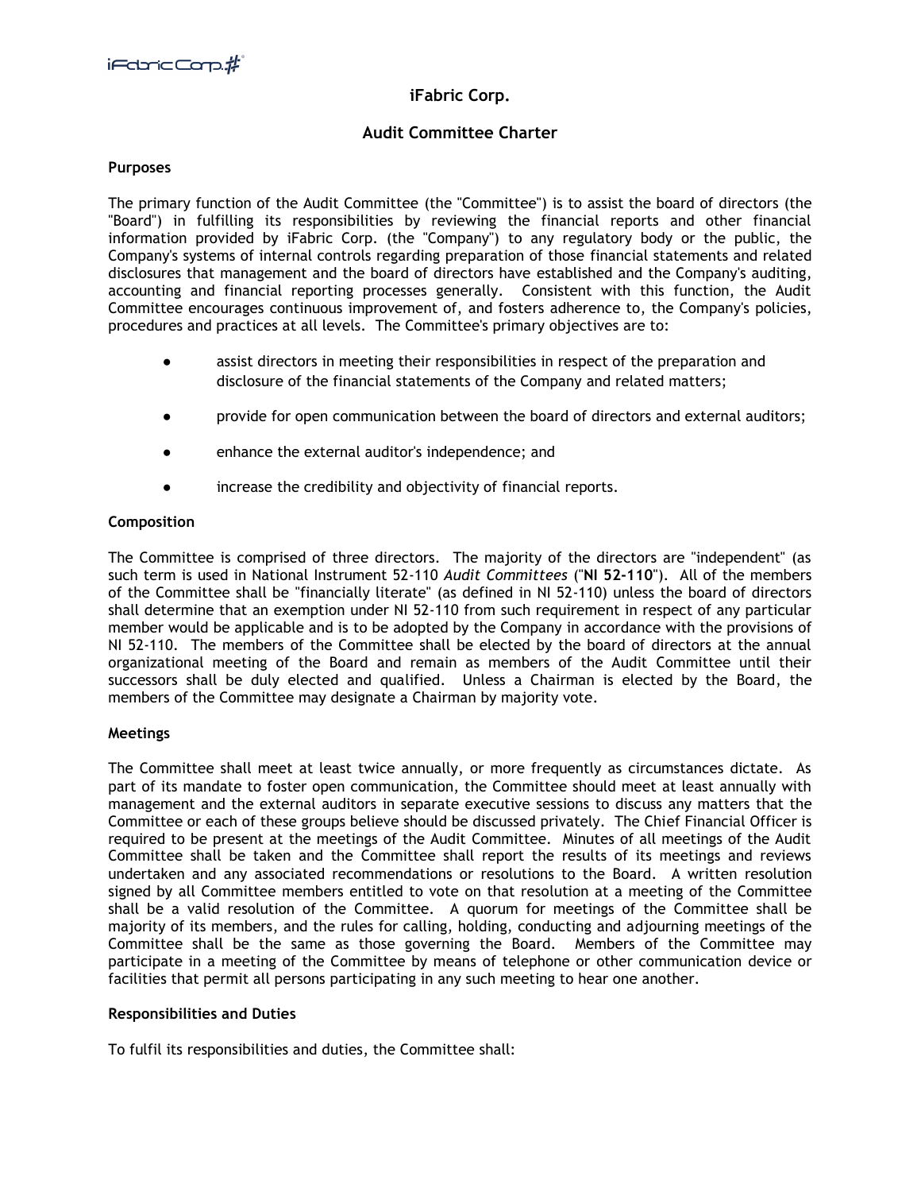# iFabric Corp.

## Audit Committee Charter

### Purposes

The primary function of the Audit Committee (the "Committee") is to assist the board of directors (the "Board") in fulfilling its responsibilities by reviewing the financial reports and other financial information provided by iFabric Corp. (the "Company") to any regulatory body or the public, the Company's systems of internal controls regarding preparation of those financial statements and related disclosures that management and the board of directors have established and the Company's auditing, accounting and financial reporting processes generally. Consistent with this function, the Audit Committee encourages continuous improvement of, and fosters adherence to, the Company's policies, procedures and practices at all levels. The Committee's primary objectives are to:

- assist directors in meeting their responsibilities in respect of the preparation and disclosure of the financial statements of the Company and related matters;
- provide for open communication between the board of directors and external auditors;
- enhance the external auditor's independence; and
- increase the credibility and objectivity of financial reports.

### Composition

The Committee is comprised of three directors. The majority of the directors are "independent" (as such term is used in National Instrument 52-110 *Audit Committees* ("**NI 52-110**"). All of the members of the Committee shall be "financially literate" (as defined in NI 52-110) unless the board of directors shall determine that an exemption under NI 52-110 from such requirement in respect of any particular member would be applicable and is to be adopted by the Company in accordance with the provisions of NI 52-110. The members of the Committee shall be elected by the board of directors at the annual organizational meeting of the Board and remain as members of the Audit Committee until their successors shall be duly elected and qualified. Unless a Chairman is elected by the Board, the members of the Committee may designate a Chairman by majority vote.

### Meetings

The Committee shall meet at least twice annually, or more frequently as circumstances dictate. As part of its mandate to foster open communication, the Committee should meet at least annually with management and the external auditors in separate executive sessions to discuss any matters that the Committee or each of these groups believe should be discussed privately. The Chief Financial Officer is required to be present at the meetings of the Audit Committee. Minutes of all meetings of the Audit Committee shall be taken and the Committee shall report the results of its meetings and reviews undertaken and any associated recommendations or resolutions to the Board. A written resolution signed by all Committee members entitled to vote on that resolution at a meeting of the Committee shall be a valid resolution of the Committee. A quorum for meetings of the Committee shall be majority of its members, and the rules for calling, holding, conducting and adjourning meetings of the Committee shall be the same as those governing the Board. Members of the Committee may participate in a meeting of the Committee by means of telephone or other communication device or facilities that permit all persons participating in any such meeting to hear one another.

### Responsibilities and Duties

To fulfil its responsibilities and duties, the Committee shall: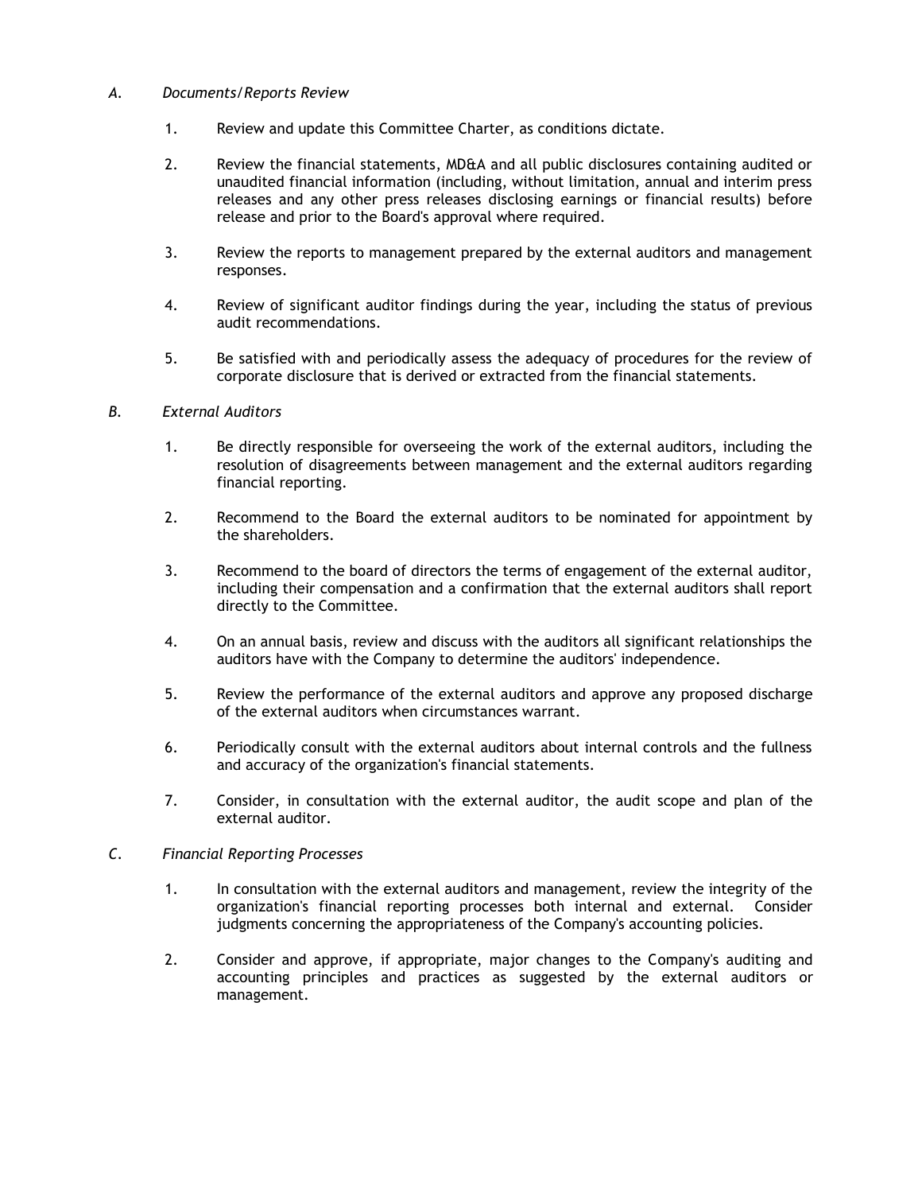*A. Documents/Reports Review*

1. Review and update this Committee Charter, as conditions dictate.

2. Review the financial statements, MD&A and all public disclosures containing audited or unaudited financial information (including, without limitation, annual and interim press releases and any other press releases disclosing earnings or financial results) before release and prior to the Board's approval where required.

3. Review the reports to management prepared by the external auditors and management responses.

4. Review of significant auditor findings during the year, including the status of previous audit recommendations.

5. Be satisfied with and periodically assess the adequacy of procedures for the review of corporate disclosure that is derived or extracted from the financial statements.

*B. External Auditors*

1. Be directly responsible for overseeing the work of the external auditors, including the resolution of disagreements between management and the external auditors regarding financial reporting.

2. Recommend to the Board the external auditors to be nominated for appointment by the shareholders.

3. Recommend to the board of directors the terms of engagement of the external auditor, including their compensation and a confirmation that the external auditors shall report directly to the Committee.

4. On an annual basis, review and discuss with the auditors all significant relationships the auditors have with the Company to determine the auditors' independence.

5. Review the performance of the external auditors and approve any proposed discharge of the external auditors when circumstances warrant.

6. Periodically consult with the external auditors about internal controls and the fullness and accuracy of the organization's financial statements.

7. Consider, in consultation with the external auditor, the audit scope and plan of the external auditor.

*C. Financial Reporting Processes*

1. In consultation with the external auditors and management, review the integrity of the organization's financial reporting processes both internal and external. Consider judgments concerning the appropriateness of the Company's accounting policies.

2. Consider and approve, if appropriate, major changes to the Company's auditing and accounting principles and practices as suggested by the external auditors or management.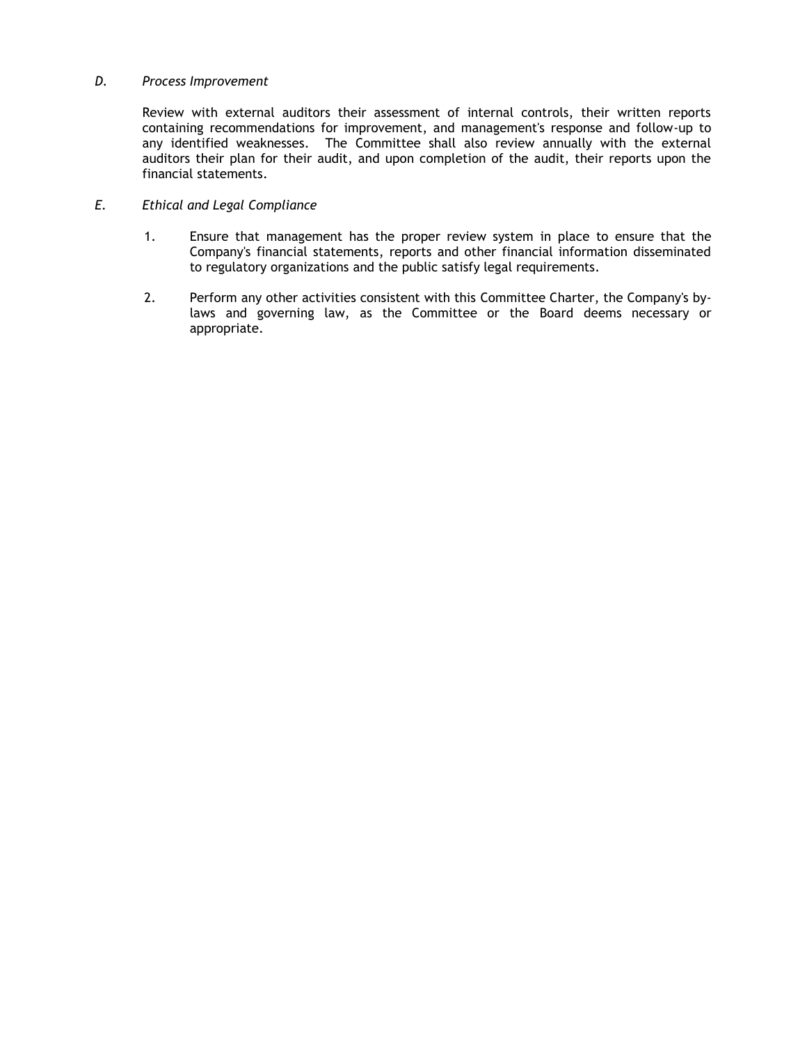*D. Process Improvement*

Review with external auditors their assessment of internal controls, their written reports containing recommendations for improvement, and management's response and follow-up to any identified weaknesses. The Committee shall also review annually with the external auditors their plan for their audit, and upon completion of the audit, their reports upon the financial statements.

*E. Ethical and Legal Compliance*

1. Ensure that management has the proper review system in place to ensure that the Company's financial statements, reports and other financial information disseminated to regulatory organizations and the public satisfy legal requirements.

2. Perform any other activities consistent with this Committee Charter, the Company's by-laws and governing law, as the Committee or the Board deems necessary or appropriate.